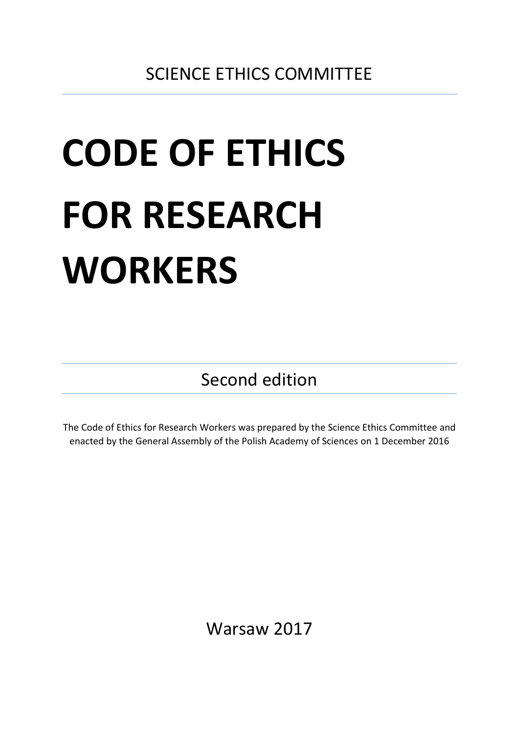SCIENCE ETHICS COMMITTEE

# CODE OF ETHICS FOR RESEARCH WORKERS

Second edition

The Code of Ethics for Research Workers was prepared by the Science Ethics Committee and enacted by the General Assembly of the Polish Academy of Sciences on 1 December 2016

Warsaw 2017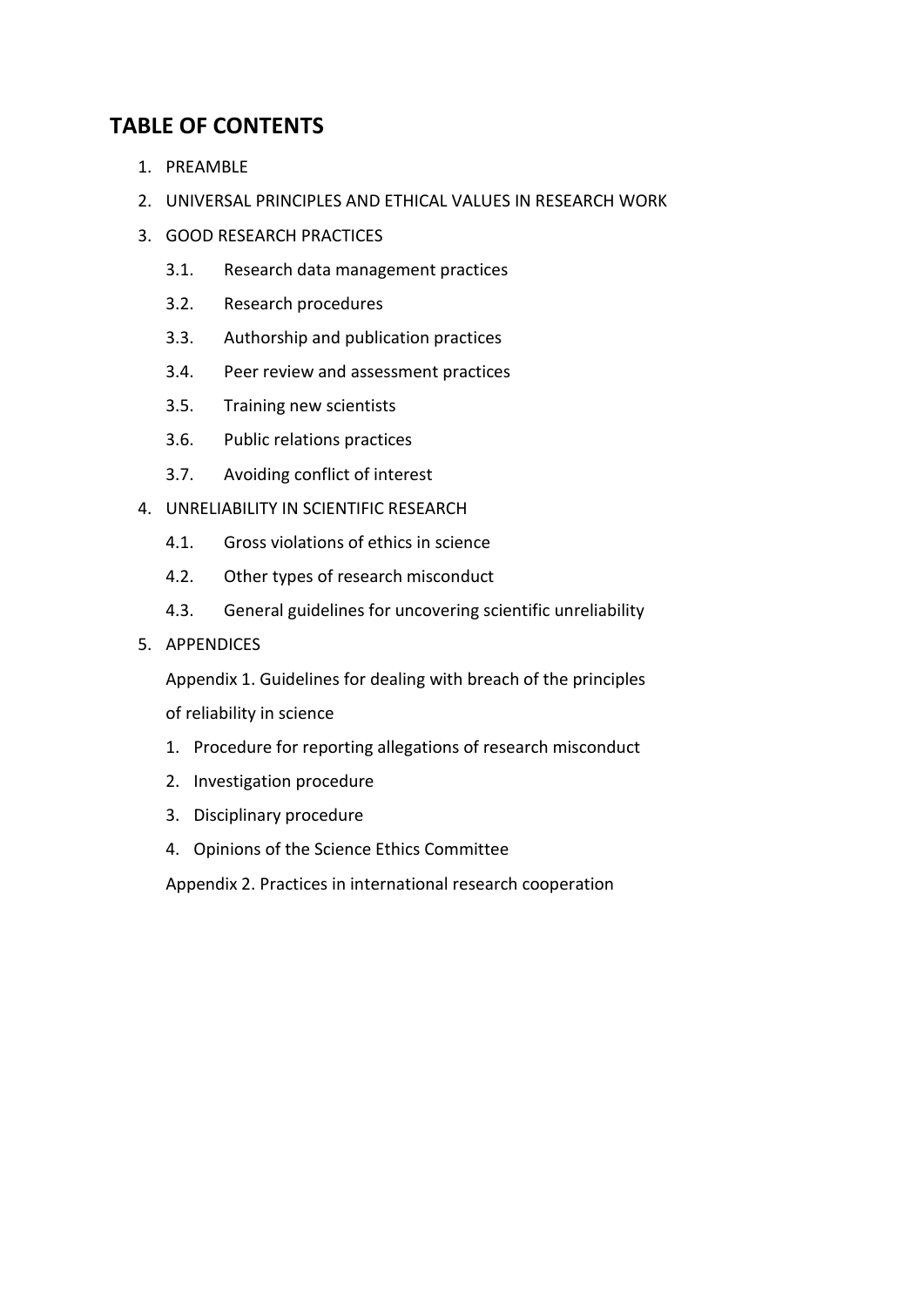## TABLE OF CONTENTS

1. PREAMBLE
2. UNIVERSAL PRINCIPLES AND ETHICAL VALUES IN RESEARCH WORK
3. GOOD RESEARCH PRACTICES
   - 3.1. Research data management practices
   - 3.2. Research procedures
   - 3.3. Authorship and publication practices
   - 3.4. Peer review and assessment practices
   - 3.5. Training new scientists
   - 3.6. Public relations practices
   - 3.7. Avoiding conflict of interest
4. UNRELIABILITY IN SCIENTIFIC RESEARCH
   - 4.1. Gross violations of ethics in science
   - 4.2. Other types of research misconduct
   - 4.3. General guidelines for uncovering scientific unreliability
5. APPENDICES

   Appendix 1. Guidelines for dealing with breach of the principles of reliability in science

   1. Procedure for reporting allegations of research misconduct
   2. Investigation procedure
   3. Disciplinary procedure
   4. Opinions of the Science Ethics Committee

   Appendix 2. Practices in international research cooperation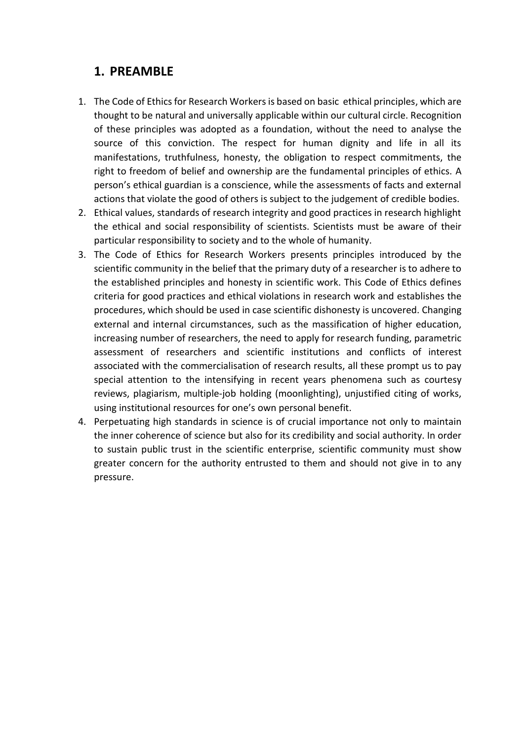## 1. PREAMBLE

1. The Code of Ethics for Research Workers is based on basic ethical principles, which are thought to be natural and universally applicable within our cultural circle. Recognition of these principles was adopted as a foundation, without the need to analyse the source of this conviction. The respect for human dignity and life in all its manifestations, truthfulness, honesty, the obligation to respect commitments, the right to freedom of belief and ownership are the fundamental principles of ethics. A person's ethical guardian is a conscience, while the assessments of facts and external actions that violate the good of others is subject to the judgement of credible bodies.
2. Ethical values, standards of research integrity and good practices in research highlight the ethical and social responsibility of scientists. Scientists must be aware of their particular responsibility to society and to the whole of humanity.
3. The Code of Ethics for Research Workers presents principles introduced by the scientific community in the belief that the primary duty of a researcher is to adhere to the established principles and honesty in scientific work. This Code of Ethics defines criteria for good practices and ethical violations in research work and establishes the procedures, which should be used in case scientific dishonesty is uncovered. Changing external and internal circumstances, such as the massification of higher education, increasing number of researchers, the need to apply for research funding, parametric assessment of researchers and scientific institutions and conflicts of interest associated with the commercialisation of research results, all these prompt us to pay special attention to the intensifying in recent years phenomena such as courtesy reviews, plagiarism, multiple-job holding (moonlighting), unjustified citing of works, using institutional resources for one's own personal benefit.
4. Perpetuating high standards in science is of crucial importance not only to maintain the inner coherence of science but also for its credibility and social authority. In order to sustain public trust in the scientific enterprise, scientific community must show greater concern for the authority entrusted to them and should not give in to any pressure.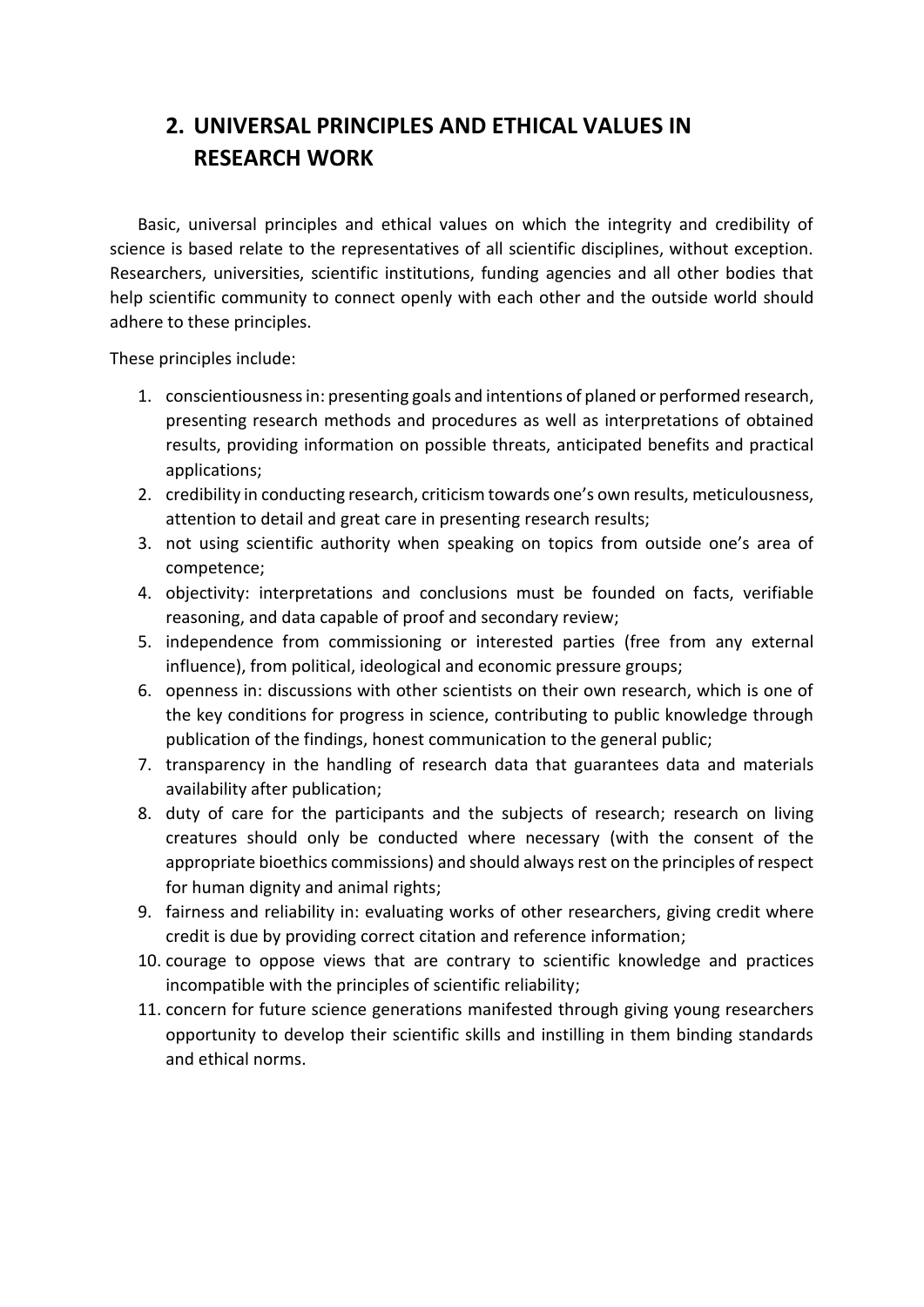## 2. UNIVERSAL PRINCIPLES AND ETHICAL VALUES IN RESEARCH WORK

Basic, universal principles and ethical values on which the integrity and credibility of science is based relate to the representatives of all scientific disciplines, without exception. Researchers, universities, scientific institutions, funding agencies and all other bodies that help scientific community to connect openly with each other and the outside world should adhere to these principles.

These principles include:

1. conscientiousness in: presenting goals and intentions of planed or performed research, presenting research methods and procedures as well as interpretations of obtained results, providing information on possible threats, anticipated benefits and practical applications;
2. credibility in conducting research, criticism towards one's own results, meticulousness, attention to detail and great care in presenting research results;
3. not using scientific authority when speaking on topics from outside one's area of competence;
4. objectivity: interpretations and conclusions must be founded on facts, verifiable reasoning, and data capable of proof and secondary review;
5. independence from commissioning or interested parties (free from any external influence), from political, ideological and economic pressure groups;
6. openness in: discussions with other scientists on their own research, which is one of the key conditions for progress in science, contributing to public knowledge through publication of the findings, honest communication to the general public;
7. transparency in the handling of research data that guarantees data and materials availability after publication;
8. duty of care for the participants and the subjects of research; research on living creatures should only be conducted where necessary (with the consent of the appropriate bioethics commissions) and should always rest on the principles of respect for human dignity and animal rights;
9. fairness and reliability in: evaluating works of other researchers, giving credit where credit is due by providing correct citation and reference information;
10. courage to oppose views that are contrary to scientific knowledge and practices incompatible with the principles of scientific reliability;
11. concern for future science generations manifested through giving young researchers opportunity to develop their scientific skills and instilling in them binding standards and ethical norms.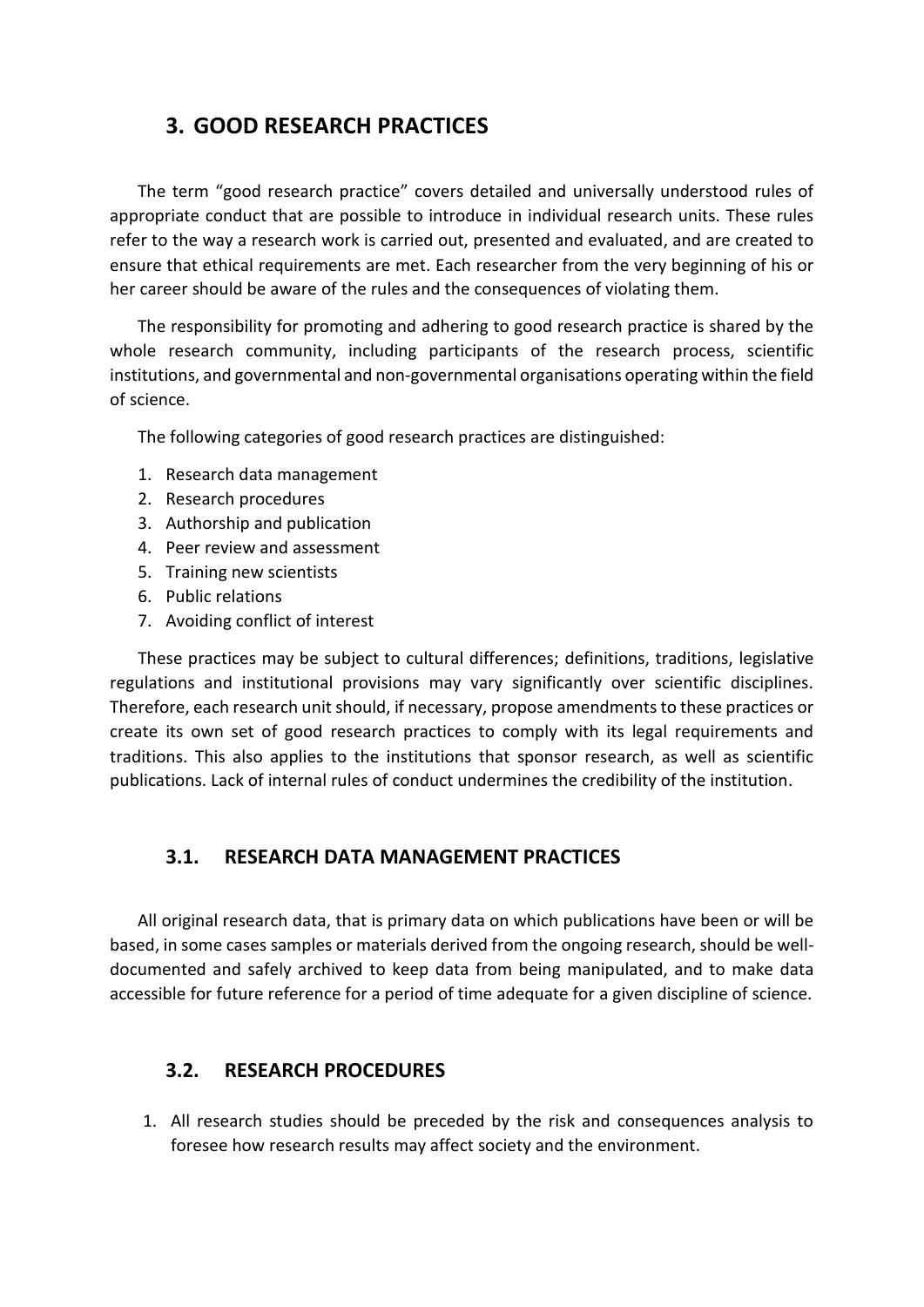# 3. GOOD RESEARCH PRACTICES

The term "good research practice" covers detailed and universally understood rules of appropriate conduct that are possible to introduce in individual research units. These rules refer to the way a research work is carried out, presented and evaluated, and are created to ensure that ethical requirements are met. Each researcher from the very beginning of his or her career should be aware of the rules and the consequences of violating them.

The responsibility for promoting and adhering to good research practice is shared by the whole research community, including participants of the research process, scientific institutions, and governmental and non-governmental organisations operating within the field of science.

The following categories of good research practices are distinguished:

1. Research data management
2. Research procedures
3. Authorship and publication
4. Peer review and assessment
5. Training new scientists
6. Public relations
7. Avoiding conflict of interest

These practices may be subject to cultural differences; definitions, traditions, legislative regulations and institutional provisions may vary significantly over scientific disciplines. Therefore, each research unit should, if necessary, propose amendments to these practices or create its own set of good research practices to comply with its legal requirements and traditions. This also applies to the institutions that sponsor research, as well as scientific publications. Lack of internal rules of conduct undermines the credibility of the institution.

## 3.1. RESEARCH DATA MANAGEMENT PRACTICES

All original research data, that is primary data on which publications have been or will be based, in some cases samples or materials derived from the ongoing research, should be well-documented and safely archived to keep data from being manipulated, and to make data accessible for future reference for a period of time adequate for a given discipline of science.

## 3.2. RESEARCH PROCEDURES

1. All research studies should be preceded by the risk and consequences analysis to foresee how research results may affect society and the environment.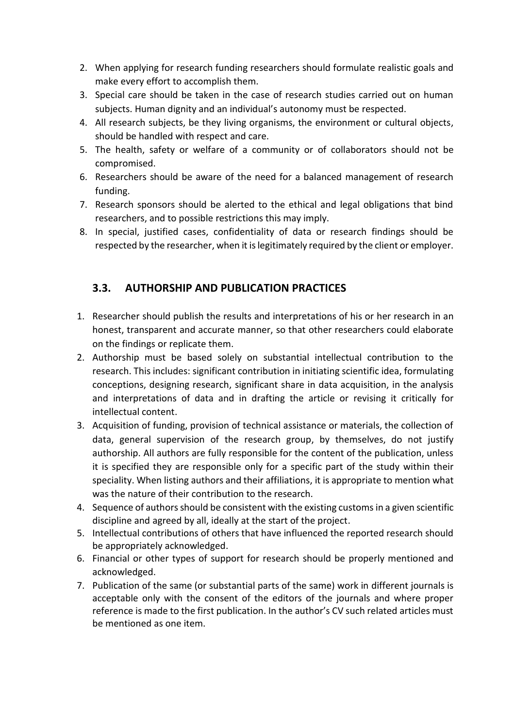2. When applying for research funding researchers should formulate realistic goals and make every effort to accomplish them.
3. Special care should be taken in the case of research studies carried out on human subjects. Human dignity and an individual's autonomy must be respected.
4. All research subjects, be they living organisms, the environment or cultural objects, should be handled with respect and care.
5. The health, safety or welfare of a community or of collaborators should not be compromised.
6. Researchers should be aware of the need for a balanced management of research funding.
7. Research sponsors should be alerted to the ethical and legal obligations that bind researchers, and to possible restrictions this may imply.
8. In special, justified cases, confidentiality of data or research findings should be respected by the researcher, when it is legitimately required by the client or employer.

## 3.3. AUTHORSHIP AND PUBLICATION PRACTICES

1. Researcher should publish the results and interpretations of his or her research in an honest, transparent and accurate manner, so that other researchers could elaborate on the findings or replicate them.
2. Authorship must be based solely on substantial intellectual contribution to the research. This includes: significant contribution in initiating scientific idea, formulating conceptions, designing research, significant share in data acquisition, in the analysis and interpretations of data and in drafting the article or revising it critically for intellectual content.
3. Acquisition of funding, provision of technical assistance or materials, the collection of data, general supervision of the research group, by themselves, do not justify authorship. All authors are fully responsible for the content of the publication, unless it is specified they are responsible only for a specific part of the study within their speciality. When listing authors and their affiliations, it is appropriate to mention what was the nature of their contribution to the research.
4. Sequence of authors should be consistent with the existing customs in a given scientific discipline and agreed by all, ideally at the start of the project.
5. Intellectual contributions of others that have influenced the reported research should be appropriately acknowledged.
6. Financial or other types of support for research should be properly mentioned and acknowledged.
7. Publication of the same (or substantial parts of the same) work in different journals is acceptable only with the consent of the editors of the journals and where proper reference is made to the first publication. In the author's CV such related articles must be mentioned as one item.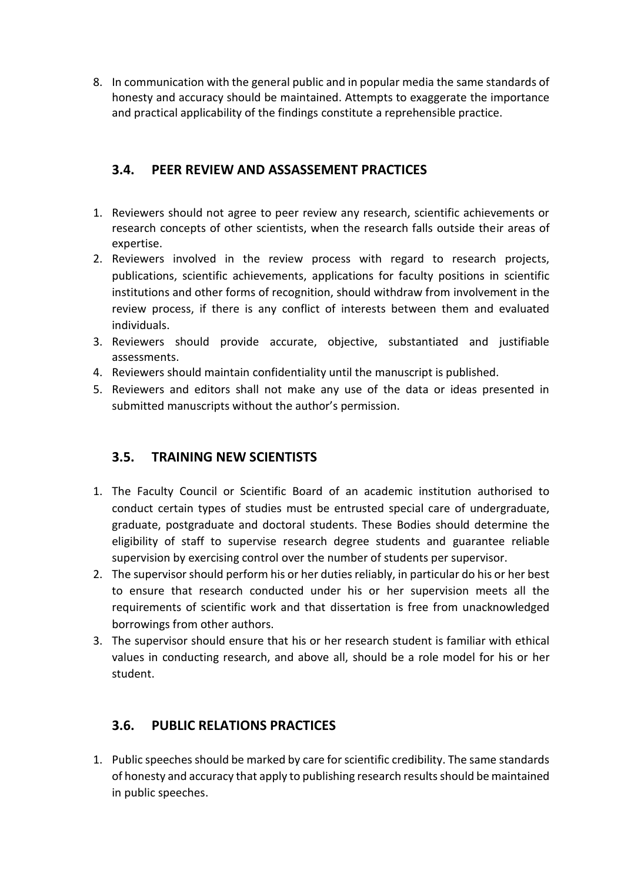8. In communication with the general public and in popular media the same standards of honesty and accuracy should be maintained. Attempts to exaggerate the importance and practical applicability of the findings constitute a reprehensible practice.

## 3.4. PEER REVIEW AND ASSASSEMENT PRACTICES

1. Reviewers should not agree to peer review any research, scientific achievements or research concepts of other scientists, when the research falls outside their areas of expertise.
2. Reviewers involved in the review process with regard to research projects, publications, scientific achievements, applications for faculty positions in scientific institutions and other forms of recognition, should withdraw from involvement in the review process, if there is any conflict of interests between them and evaluated individuals.
3. Reviewers should provide accurate, objective, substantiated and justifiable assessments.
4. Reviewers should maintain confidentiality until the manuscript is published.
5. Reviewers and editors shall not make any use of the data or ideas presented in submitted manuscripts without the author's permission.

## 3.5. TRAINING NEW SCIENTISTS

1. The Faculty Council or Scientific Board of an academic institution authorised to conduct certain types of studies must be entrusted special care of undergraduate, graduate, postgraduate and doctoral students. These Bodies should determine the eligibility of staff to supervise research degree students and guarantee reliable supervision by exercising control over the number of students per supervisor.
2. The supervisor should perform his or her duties reliably, in particular do his or her best to ensure that research conducted under his or her supervision meets all the requirements of scientific work and that dissertation is free from unacknowledged borrowings from other authors.
3. The supervisor should ensure that his or her research student is familiar with ethical values in conducting research, and above all, should be a role model for his or her student.

## 3.6. PUBLIC RELATIONS PRACTICES

1. Public speeches should be marked by care for scientific credibility. The same standards of honesty and accuracy that apply to publishing research results should be maintained in public speeches.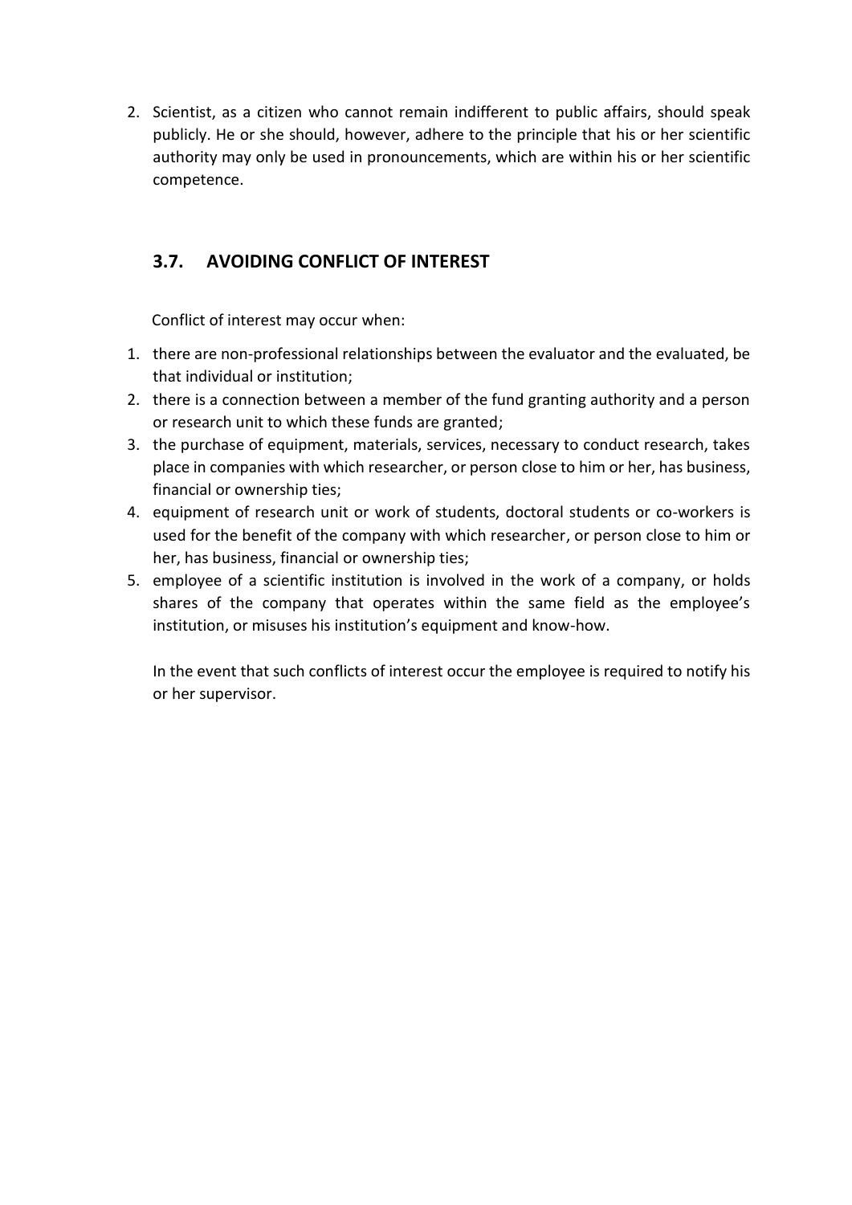2. Scientist, as a citizen who cannot remain indifferent to public affairs, should speak publicly. He or she should, however, adhere to the principle that his or her scientific authority may only be used in pronouncements, which are within his or her scientific competence.

## 3.7. AVOIDING CONFLICT OF INTEREST

Conflict of interest may occur when:

1. there are non-professional relationships between the evaluator and the evaluated, be that individual or institution;
2. there is a connection between a member of the fund granting authority and a person or research unit to which these funds are granted;
3. the purchase of equipment, materials, services, necessary to conduct research, takes place in companies with which researcher, or person close to him or her, has business, financial or ownership ties;
4. equipment of research unit or work of students, doctoral students or co-workers is used for the benefit of the company with which researcher, or person close to him or her, has business, financial or ownership ties;
5. employee of a scientific institution is involved in the work of a company, or holds shares of the company that operates within the same field as the employee's institution, or misuses his institution's equipment and know-how.

In the event that such conflicts of interest occur the employee is required to notify his or her supervisor.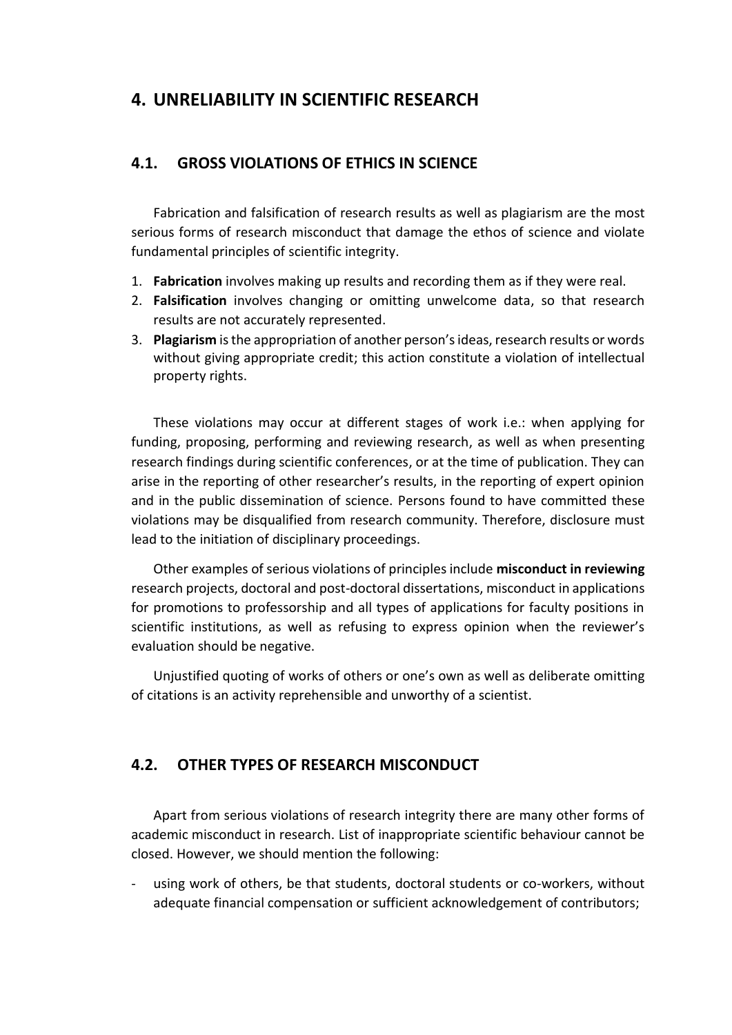# 4. UNRELIABILITY IN SCIENTIFIC RESEARCH

## 4.1. GROSS VIOLATIONS OF ETHICS IN SCIENCE

Fabrication and falsification of research results as well as plagiarism are the most serious forms of research misconduct that damage the ethos of science and violate fundamental principles of scientific integrity.

1. **Fabrication** involves making up results and recording them as if they were real.
2. **Falsification** involves changing or omitting unwelcome data, so that research results are not accurately represented.
3. **Plagiarism** is the appropriation of another person's ideas, research results or words without giving appropriate credit; this action constitute a violation of intellectual property rights.

These violations may occur at different stages of work i.e.: when applying for funding, proposing, performing and reviewing research, as well as when presenting research findings during scientific conferences, or at the time of publication. They can arise in the reporting of other researcher's results, in the reporting of expert opinion and in the public dissemination of science. Persons found to have committed these violations may be disqualified from research community. Therefore, disclosure must lead to the initiation of disciplinary proceedings.

Other examples of serious violations of principles include **misconduct in reviewing** research projects, doctoral and post-doctoral dissertations, misconduct in applications for promotions to professorship and all types of applications for faculty positions in scientific institutions, as well as refusing to express opinion when the reviewer's evaluation should be negative.

Unjustified quoting of works of others or one's own as well as deliberate omitting of citations is an activity reprehensible and unworthy of a scientist.

## 4.2. OTHER TYPES OF RESEARCH MISCONDUCT

Apart from serious violations of research integrity there are many other forms of academic misconduct in research. List of inappropriate scientific behaviour cannot be closed. However, we should mention the following:

- using work of others, be that students, doctoral students or co-workers, without adequate financial compensation or sufficient acknowledgement of contributors;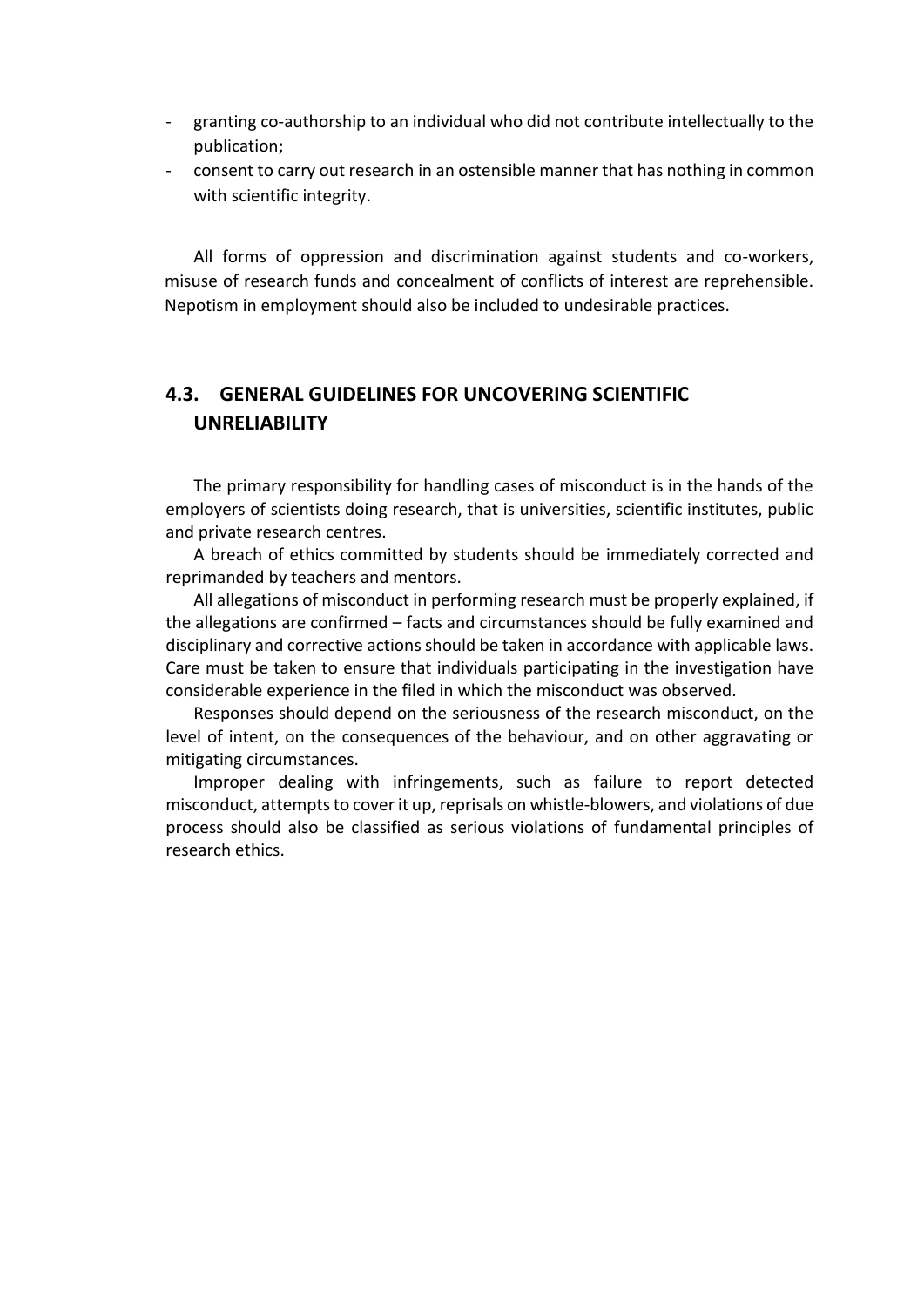- granting co-authorship to an individual who did not contribute intellectually to the publication;
- consent to carry out research in an ostensible manner that has nothing in common with scientific integrity.

All forms of oppression and discrimination against students and co-workers, misuse of research funds and concealment of conflicts of interest are reprehensible. Nepotism in employment should also be included to undesirable practices.

## 4.3. GENERAL GUIDELINES FOR UNCOVERING SCIENTIFIC UNRELIABILITY

The primary responsibility for handling cases of misconduct is in the hands of the employers of scientists doing research, that is universities, scientific institutes, public and private research centres.

A breach of ethics committed by students should be immediately corrected and reprimanded by teachers and mentors.

All allegations of misconduct in performing research must be properly explained, if the allegations are confirmed – facts and circumstances should be fully examined and disciplinary and corrective actions should be taken in accordance with applicable laws. Care must be taken to ensure that individuals participating in the investigation have considerable experience in the filed in which the misconduct was observed.

Responses should depend on the seriousness of the research misconduct, on the level of intent, on the consequences of the behaviour, and on other aggravating or mitigating circumstances.

Improper dealing with infringements, such as failure to report detected misconduct, attempts to cover it up, reprisals on whistle-blowers, and violations of due process should also be classified as serious violations of fundamental principles of research ethics.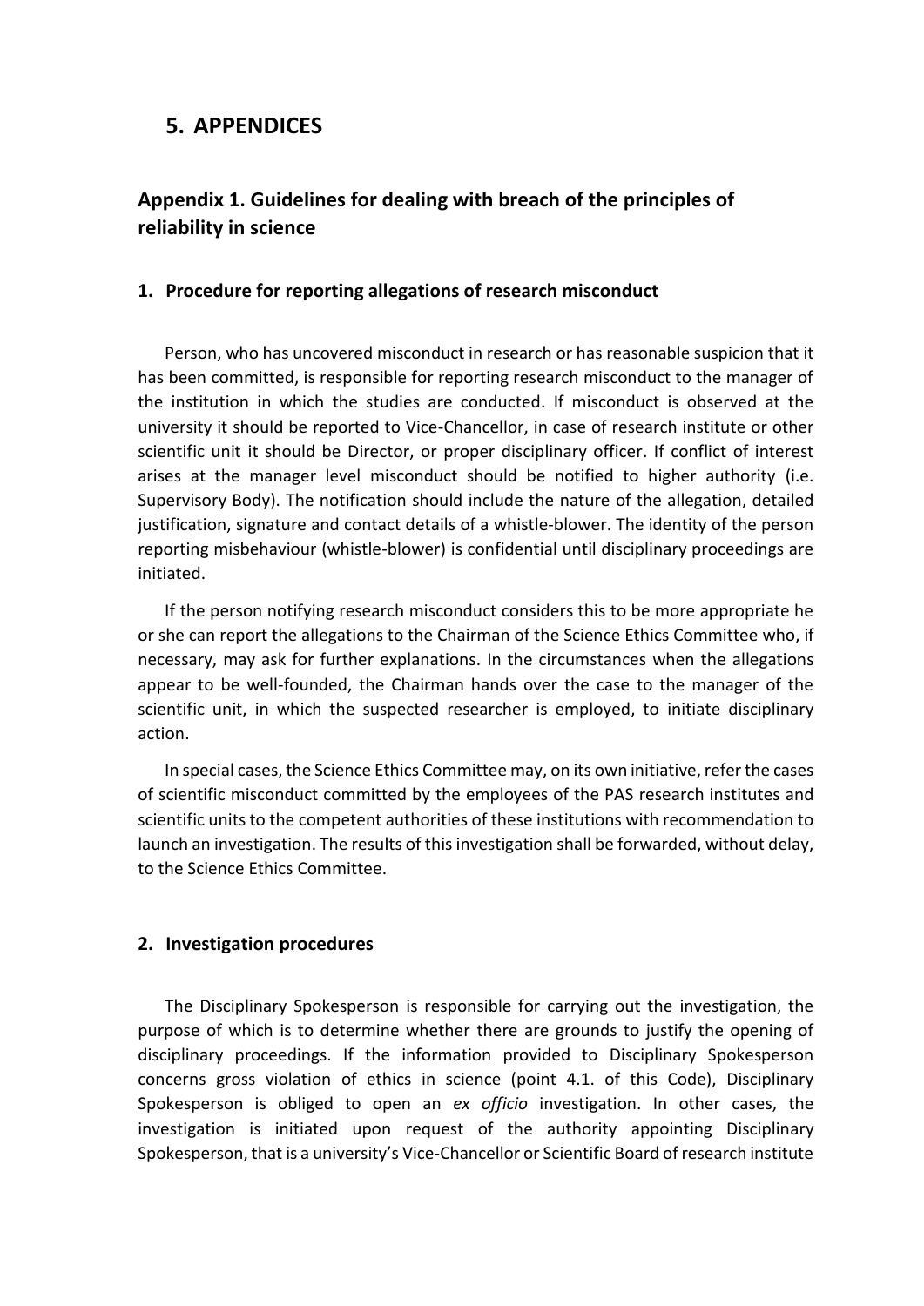# 5. APPENDICES

## Appendix 1. Guidelines for dealing with breach of the principles of reliability in science

### 1. Procedure for reporting allegations of research misconduct

Person, who has uncovered misconduct in research or has reasonable suspicion that it has been committed, is responsible for reporting research misconduct to the manager of the institution in which the studies are conducted. If misconduct is observed at the university it should be reported to Vice-Chancellor, in case of research institute or other scientific unit it should be Director, or proper disciplinary officer. If conflict of interest arises at the manager level misconduct should be notified to higher authority (i.e. Supervisory Body). The notification should include the nature of the allegation, detailed justification, signature and contact details of a whistle-blower. The identity of the person reporting misbehaviour (whistle-blower) is confidential until disciplinary proceedings are initiated.

If the person notifying research misconduct considers this to be more appropriate he or she can report the allegations to the Chairman of the Science Ethics Committee who, if necessary, may ask for further explanations. In the circumstances when the allegations appear to be well-founded, the Chairman hands over the case to the manager of the scientific unit, in which the suspected researcher is employed, to initiate disciplinary action.

In special cases, the Science Ethics Committee may, on its own initiative, refer the cases of scientific misconduct committed by the employees of the PAS research institutes and scientific units to the competent authorities of these institutions with recommendation to launch an investigation. The results of this investigation shall be forwarded, without delay, to the Science Ethics Committee.

### 2. Investigation procedures

The Disciplinary Spokesperson is responsible for carrying out the investigation, the purpose of which is to determine whether there are grounds to justify the opening of disciplinary proceedings. If the information provided to Disciplinary Spokesperson concerns gross violation of ethics in science (point 4.1. of this Code), Disciplinary Spokesperson is obliged to open an *ex officio* investigation. In other cases, the investigation is initiated upon request of the authority appointing Disciplinary Spokesperson, that is a university's Vice-Chancellor or Scientific Board of research institute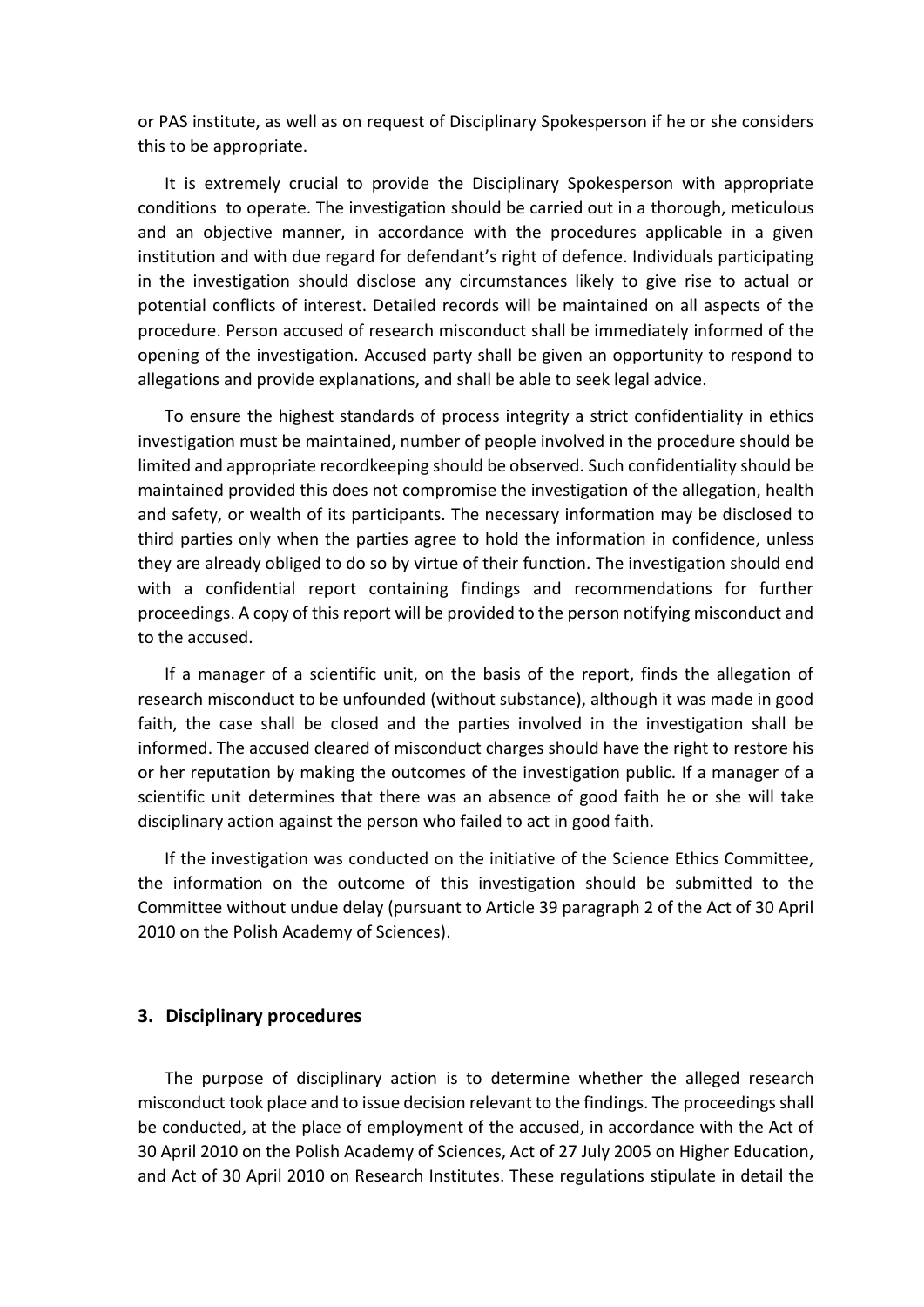or PAS institute, as well as on request of Disciplinary Spokesperson if he or she considers this to be appropriate.

It is extremely crucial to provide the Disciplinary Spokesperson with appropriate conditions to operate. The investigation should be carried out in a thorough, meticulous and an objective manner, in accordance with the procedures applicable in a given institution and with due regard for defendant's right of defence. Individuals participating in the investigation should disclose any circumstances likely to give rise to actual or potential conflicts of interest. Detailed records will be maintained on all aspects of the procedure. Person accused of research misconduct shall be immediately informed of the opening of the investigation. Accused party shall be given an opportunity to respond to allegations and provide explanations, and shall be able to seek legal advice.

To ensure the highest standards of process integrity a strict confidentiality in ethics investigation must be maintained, number of people involved in the procedure should be limited and appropriate recordkeeping should be observed. Such confidentiality should be maintained provided this does not compromise the investigation of the allegation, health and safety, or wealth of its participants. The necessary information may be disclosed to third parties only when the parties agree to hold the information in confidence, unless they are already obliged to do so by virtue of their function. The investigation should end with a confidential report containing findings and recommendations for further proceedings. A copy of this report will be provided to the person notifying misconduct and to the accused.

If a manager of a scientific unit, on the basis of the report, finds the allegation of research misconduct to be unfounded (without substance), although it was made in good faith, the case shall be closed and the parties involved in the investigation shall be informed. The accused cleared of misconduct charges should have the right to restore his or her reputation by making the outcomes of the investigation public. If a manager of a scientific unit determines that there was an absence of good faith he or she will take disciplinary action against the person who failed to act in good faith.

If the investigation was conducted on the initiative of the Science Ethics Committee, the information on the outcome of this investigation should be submitted to the Committee without undue delay (pursuant to Article 39 paragraph 2 of the Act of 30 April 2010 on the Polish Academy of Sciences).

## 3. Disciplinary procedures

The purpose of disciplinary action is to determine whether the alleged research misconduct took place and to issue decision relevant to the findings. The proceedings shall be conducted, at the place of employment of the accused, in accordance with the Act of 30 April 2010 on the Polish Academy of Sciences, Act of 27 July 2005 on Higher Education, and Act of 30 April 2010 on Research Institutes. These regulations stipulate in detail the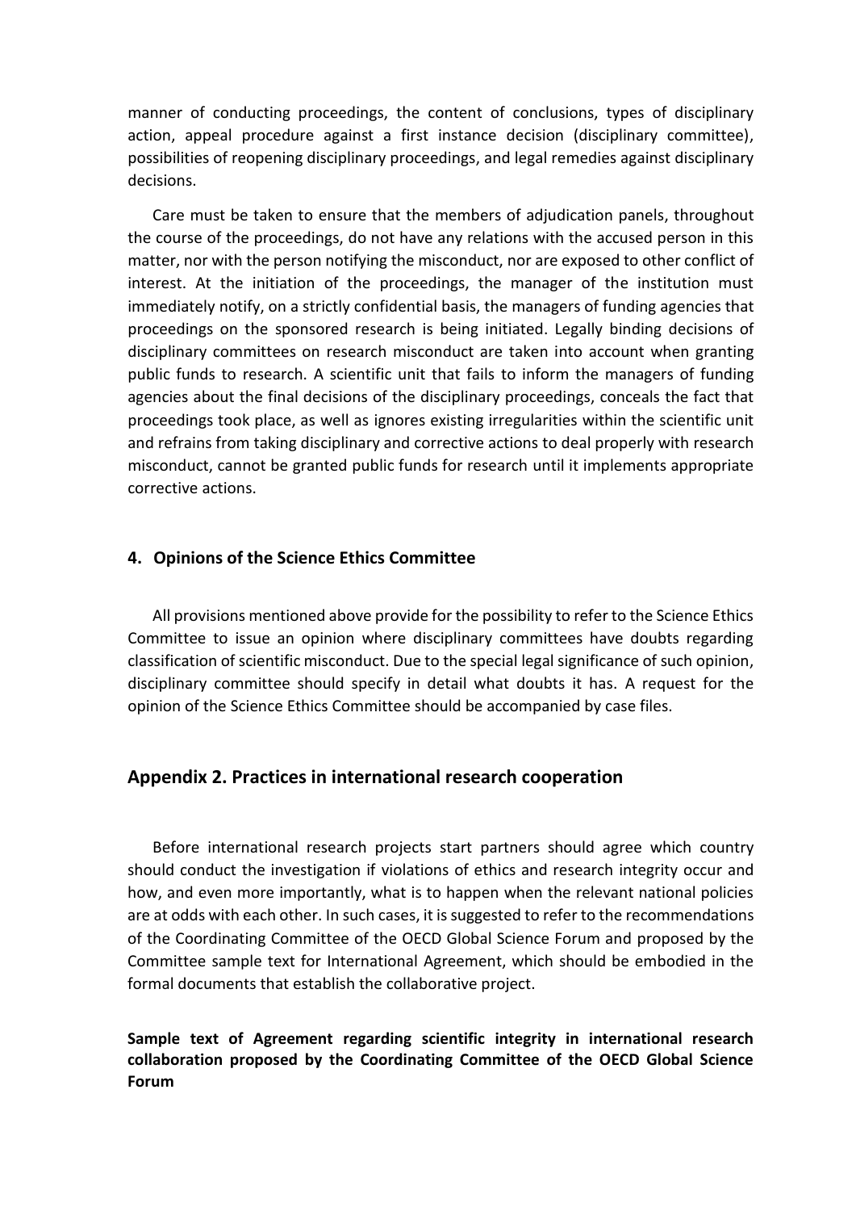manner of conducting proceedings, the content of conclusions, types of disciplinary action, appeal procedure against a first instance decision (disciplinary committee), possibilities of reopening disciplinary proceedings, and legal remedies against disciplinary decisions.

Care must be taken to ensure that the members of adjudication panels, throughout the course of the proceedings, do not have any relations with the accused person in this matter, nor with the person notifying the misconduct, nor are exposed to other conflict of interest. At the initiation of the proceedings, the manager of the institution must immediately notify, on a strictly confidential basis, the managers of funding agencies that proceedings on the sponsored research is being initiated. Legally binding decisions of disciplinary committees on research misconduct are taken into account when granting public funds to research. A scientific unit that fails to inform the managers of funding agencies about the final decisions of the disciplinary proceedings, conceals the fact that proceedings took place, as well as ignores existing irregularities within the scientific unit and refrains from taking disciplinary and corrective actions to deal properly with research misconduct, cannot be granted public funds for research until it implements appropriate corrective actions.

### 4. Opinions of the Science Ethics Committee

All provisions mentioned above provide for the possibility to refer to the Science Ethics Committee to issue an opinion where disciplinary committees have doubts regarding classification of scientific misconduct. Due to the special legal significance of such opinion, disciplinary committee should specify in detail what doubts it has. A request for the opinion of the Science Ethics Committee should be accompanied by case files.

## Appendix 2. Practices in international research cooperation

Before international research projects start partners should agree which country should conduct the investigation if violations of ethics and research integrity occur and how, and even more importantly, what is to happen when the relevant national policies are at odds with each other. In such cases, it is suggested to refer to the recommendations of the Coordinating Committee of the OECD Global Science Forum and proposed by the Committee sample text for International Agreement, which should be embodied in the formal documents that establish the collaborative project.

**Sample text of Agreement regarding scientific integrity in international research collaboration proposed by the Coordinating Committee of the OECD Global Science Forum**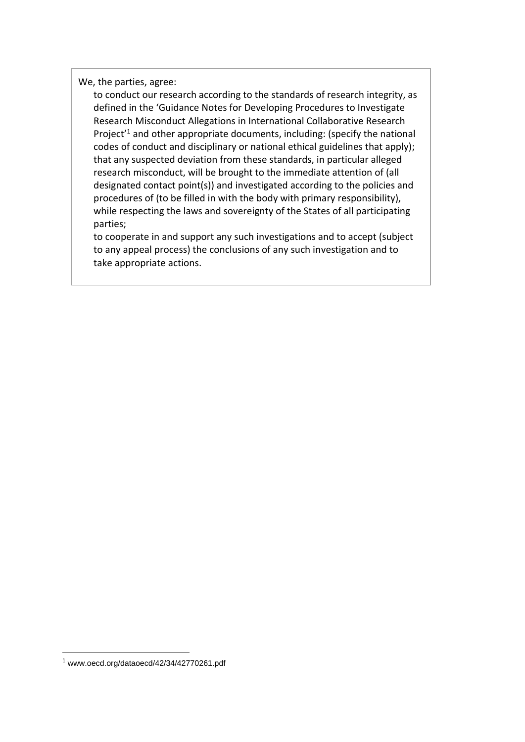We, the parties, agree:

to conduct our research according to the standards of research integrity, as defined in the 'Guidance Notes for Developing Procedures to Investigate Research Misconduct Allegations in International Collaborative Research Project'[1] and other appropriate documents, including: (specify the national codes of conduct and disciplinary or national ethical guidelines that apply); that any suspected deviation from these standards, in particular alleged research misconduct, will be brought to the immediate attention of (all designated contact point(s)) and investigated according to the policies and procedures of (to be filled in with the body with primary responsibility), while respecting the laws and sovereignty of the States of all participating parties;

to cooperate in and support any such investigations and to accept (subject to any appeal process) the conclusions of any such investigation and to take appropriate actions.

---

[1] www.oecd.org/dataoecd/42/34/42770261.pdf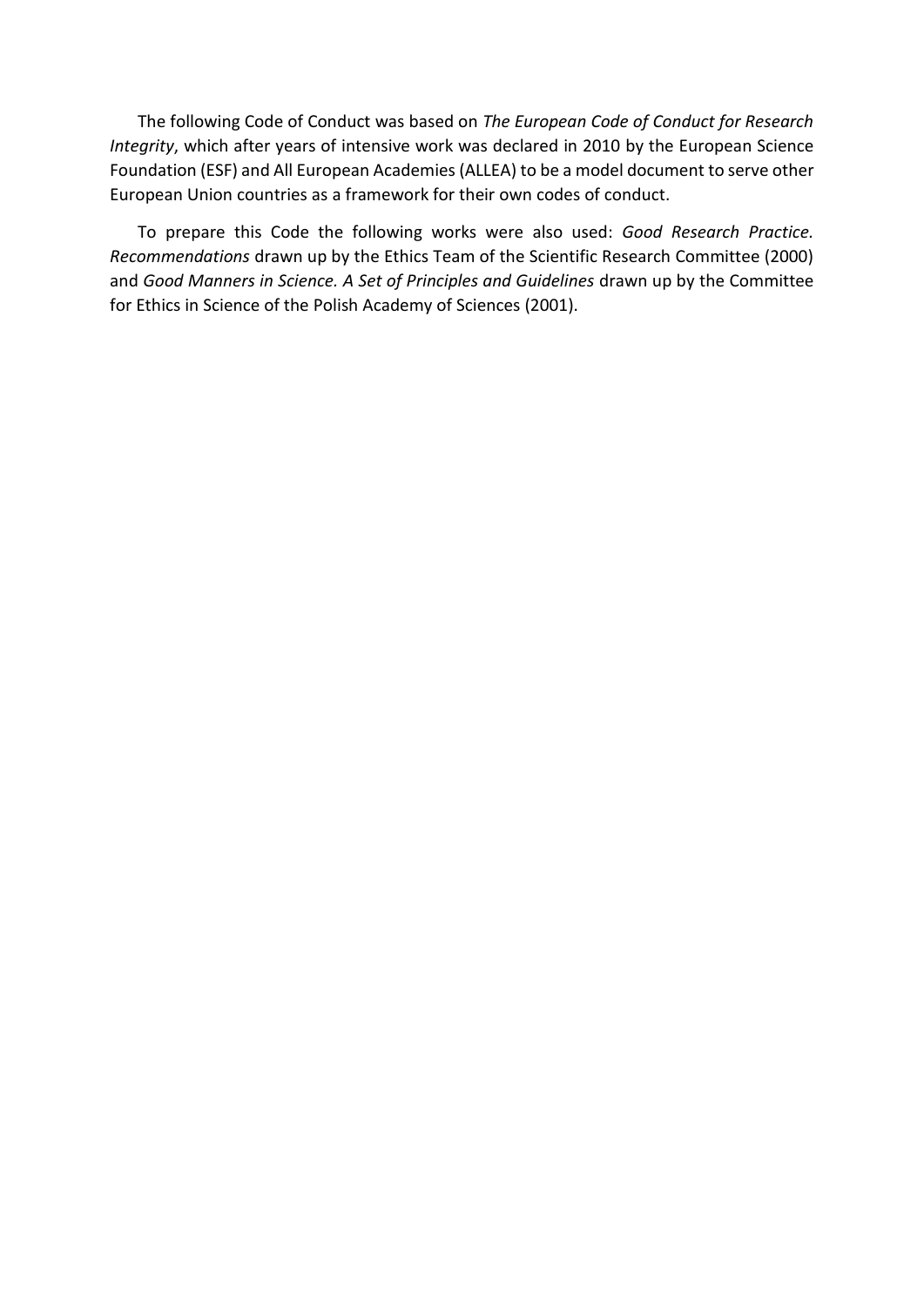The following Code of Conduct was based on *The European Code of Conduct for Research Integrity*, which after years of intensive work was declared in 2010 by the European Science Foundation (ESF) and All European Academies (ALLEA) to be a model document to serve other European Union countries as a framework for their own codes of conduct.

To prepare this Code the following works were also used: *Good Research Practice. Recommendations* drawn up by the Ethics Team of the Scientific Research Committee (2000) and *Good Manners in Science. A Set of Principles and Guidelines* drawn up by the Committee for Ethics in Science of the Polish Academy of Sciences (2001).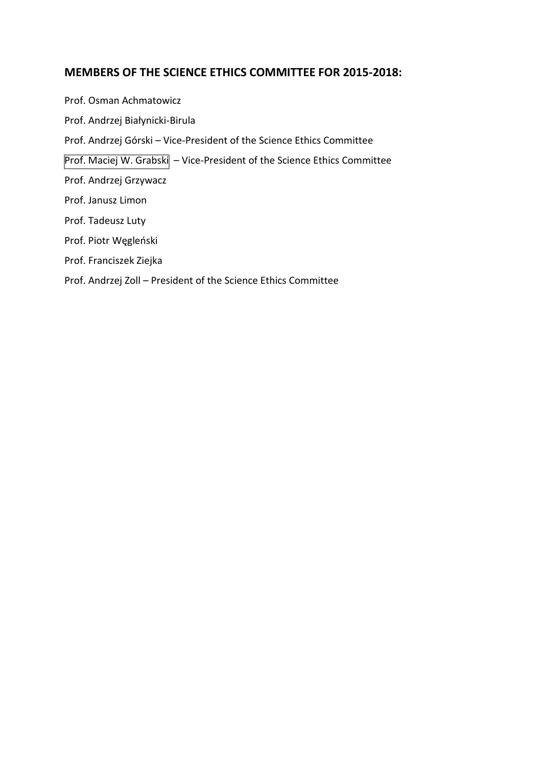## MEMBERS OF THE SCIENCE ETHICS COMMITTEE FOR 2015-2018:

Prof. Osman Achmatowicz

Prof. Andrzej Białynicki-Birula

Prof. Andrzej Górski – Vice-President of the Science Ethics Committee

Prof. Maciej W. Grabski – Vice-President of the Science Ethics Committee

Prof. Andrzej Grzywacz

Prof. Janusz Limon

Prof. Tadeusz Luty

Prof. Piotr Węgleński

Prof. Franciszek Ziejka

Prof. Andrzej Zoll – President of the Science Ethics Committee